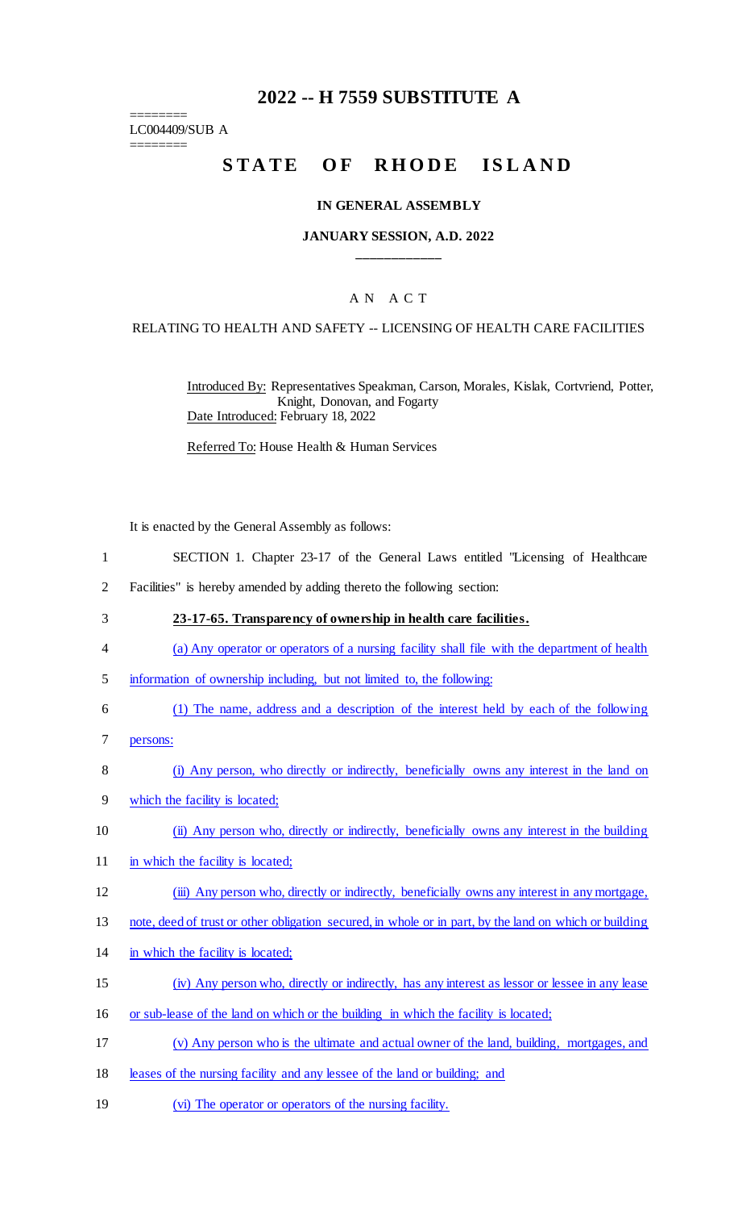# 2022 -- H 7559 SUBSTITUTE A

========
LC004409/SUB A
========

# STATE OF RHODE ISLAND

### IN GENERAL ASSEMBLY

### JANUARY SESSION, A.D. 2022

____________

A N A C T

RELATING TO HEALTH AND SAFETY -- LICENSING OF HEALTH CARE FACILITIES

Introduced By: Representatives Speakman, Carson, Morales, Kislak, Cortvriend, Potter, Knight, Donovan, and Fogarty

Date Introduced: February 18, 2022

Referred To: House Health & Human Services

It is enacted by the General Assembly as follows:

1 SECTION 1. Chapter 23-17 of the General Laws entitled "Licensing of Healthcare
2 Facilities" is hereby amended by adding thereto the following section:

3 **23-17-65. Transparency of ownership in health care facilities.**

4 (a) Any operator or operators of a nursing facility shall file with the department of health
5 information of ownership including, but not limited to, the following:

6 (1) The name, address and a description of the interest held by each of the following
7 persons:

8 (i) Any person, who directly or indirectly, beneficially owns any interest in the land on
9 which the facility is located;

10 (ii) Any person who, directly or indirectly, beneficially owns any interest in the building
11 in which the facility is located;

12 (iii) Any person who, directly or indirectly, beneficially owns any interest in any mortgage,
13 note, deed of trust or other obligation secured, in whole or in part, by the land on which or building
14 in which the facility is located;

15 (iv) Any person who, directly or indirectly, has any interest as lessor or lessee in any lease
16 or sub-lease of the land on which or the building in which the facility is located;

17 (v) Any person who is the ultimate and actual owner of the land, building, mortgages, and
18 leases of the nursing facility and any lessee of the land or building; and

19 (vi) The operator or operators of the nursing facility.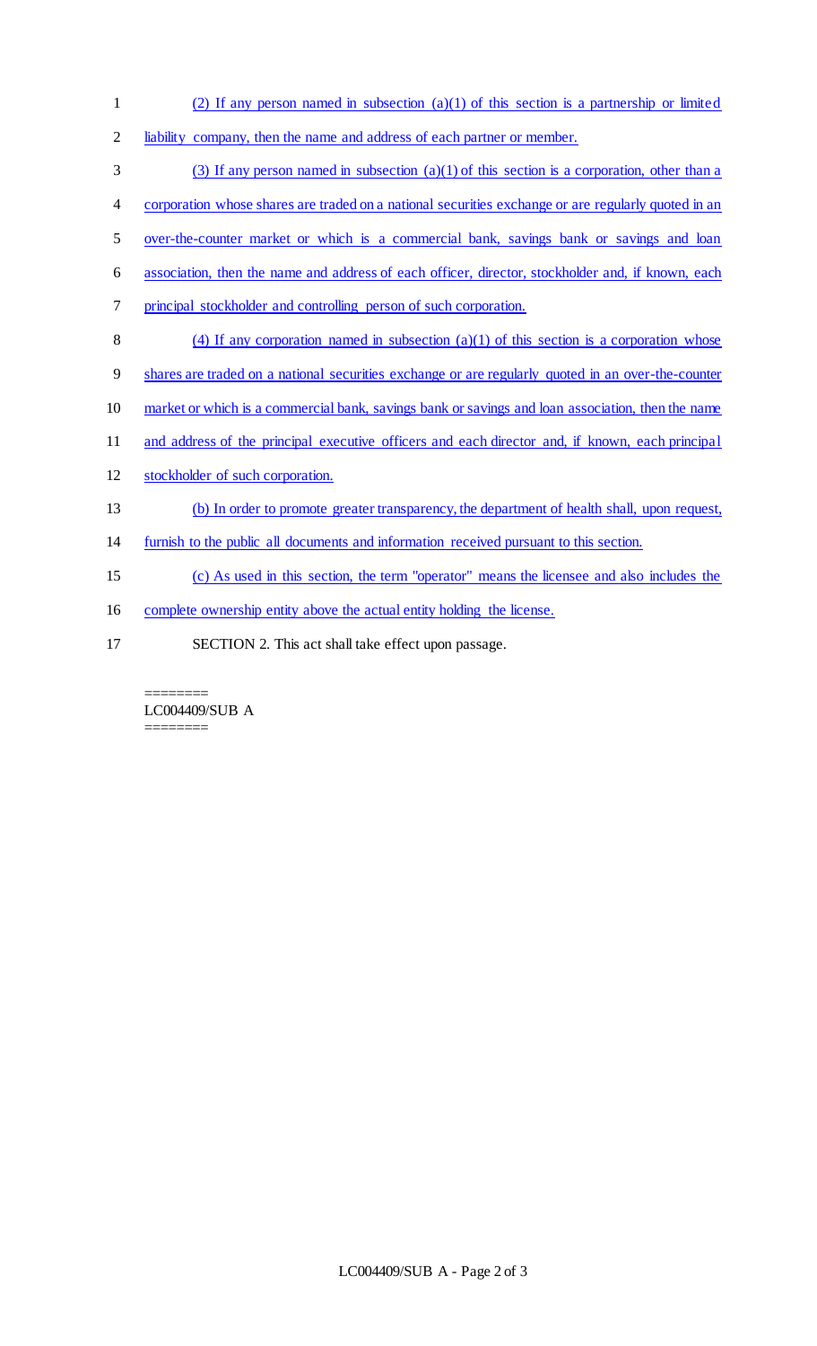(2) If any person named in subsection (a)(1) of this section is a partnership or limited liability company, then the name and address of each partner or member.

(3) If any person named in subsection (a)(1) of this section is a corporation, other than a corporation whose shares are traded on a national securities exchange or are regularly quoted in an over-the-counter market or which is a commercial bank, savings bank or savings and loan association, then the name and address of each officer, director, stockholder and, if known, each principal stockholder and controlling person of such corporation.

(4) If any corporation named in subsection (a)(1) of this section is a corporation whose shares are traded on a national securities exchange or are regularly quoted in an over-the-counter market or which is a commercial bank, savings bank or savings and loan association, then the name and address of the principal executive officers and each director and, if known, each principal stockholder of such corporation.

(b) In order to promote greater transparency, the department of health shall, upon request, furnish to the public all documents and information received pursuant to this section.

(c) As used in this section, the term "operator" means the licensee and also includes the complete ownership entity above the actual entity holding the license.

SECTION 2. This act shall take effect upon passage.

========
LC004409/SUB A
========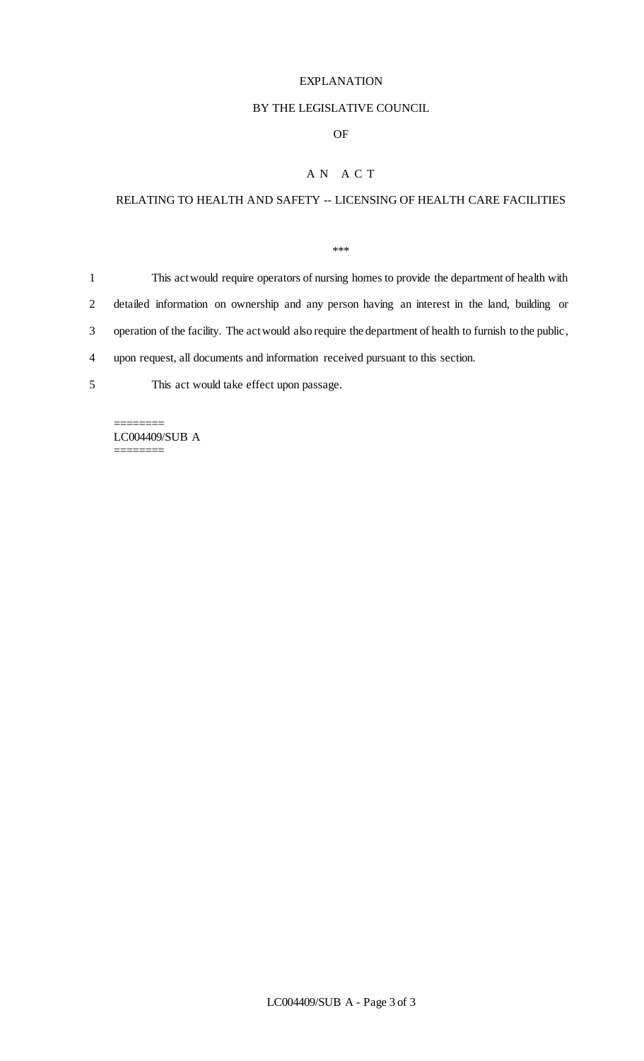EXPLANATION

BY THE LEGISLATIVE COUNCIL

OF

A N A C T

RELATING TO HEALTH AND SAFETY -- LICENSING OF HEALTH CARE FACILITIES

\*\*\*

1 This act would require operators of nursing homes to provide the department of health with
2 detailed information on ownership and any person having an interest in the land, building or
3 operation of the facility. The act would also require the department of health to furnish to the public,
4 upon request, all documents and information received pursuant to this section.
5 This act would take effect upon passage.

========
LC004409/SUB A
========